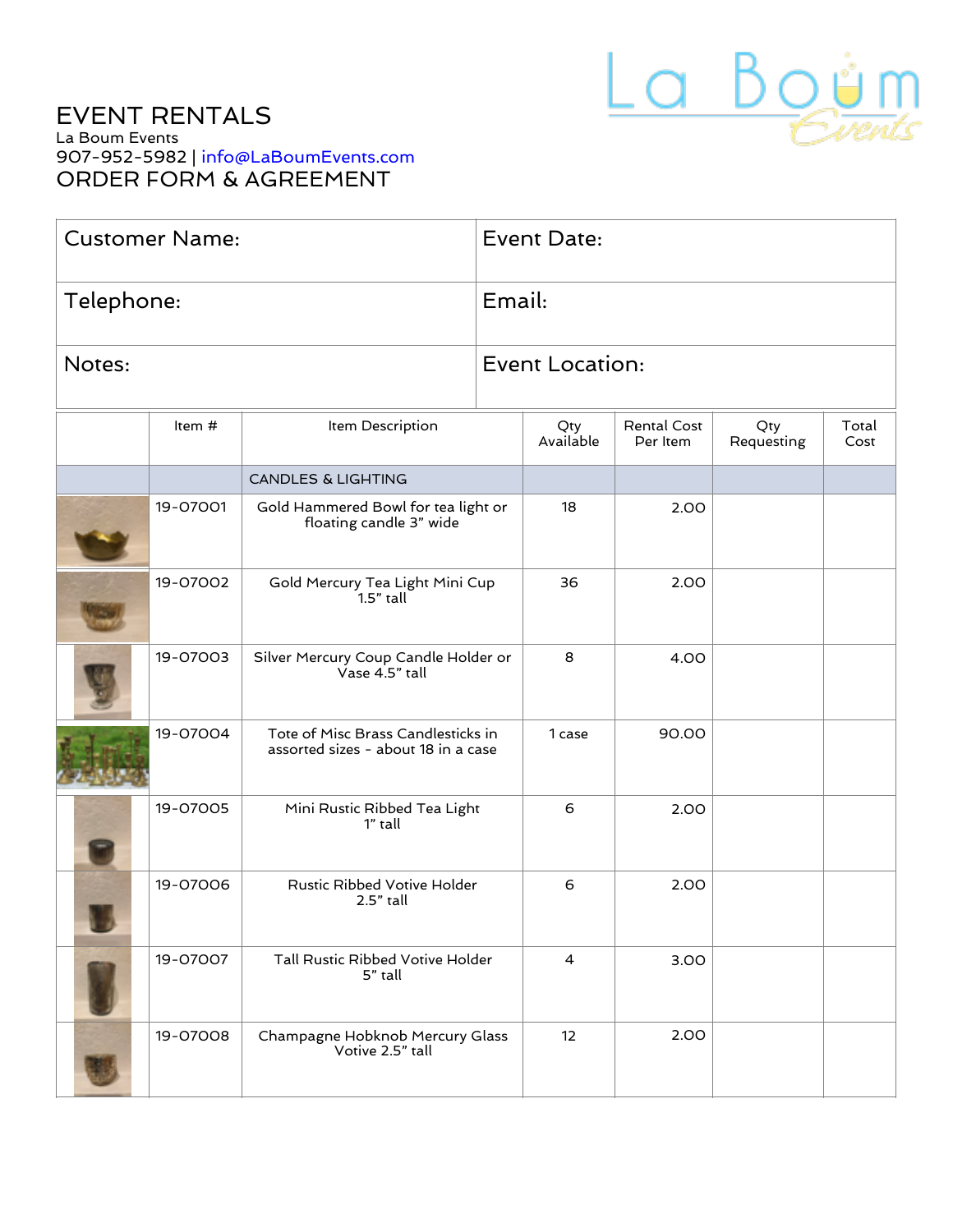# EVENT RENTALS

La Boum Events

907-952-5982 | info@LaBoumEvents.com

## ORDER FORM & AGREEMENT

| Customer Name: | Event Date: |
|---|---|
| Telephone: | Email: |
| Notes: | Event Location: |

| | Item # | Item Description | Qty Available | Rental Cost Per Item | Qty Requesting | Total Cost |
|---|---|---|---|---|---|---|
| | | CANDLES & LIGHTING | | | | |
| | 19-07001 | Gold Hammered Bowl for tea light or floating candle 3" wide | 18 | 2.00 | | |
| | 19-07002 | Gold Mercury Tea Light Mini Cup 1.5" tall | 36 | 2.00 | | |
| | 19-07003 | Silver Mercury Coup Candle Holder or Vase 4.5" tall | 8 | 4.00 | | |
| | 19-07004 | Tote of Misc Brass Candlesticks in assorted sizes - about 18 in a case | 1 case | 90.00 | | |
| | 19-07005 | Mini Rustic Ribbed Tea Light 1" tall | 6 | 2.00 | | |
| | 19-07006 | Rustic Ribbed Votive Holder 2.5" tall | 6 | 2.00 | | |
| | 19-07007 | Tall Rustic Ribbed Votive Holder 5" tall | 4 | 3.00 | | |
| | 19-07008 | Champagne Hobknob Mercury Glass Votive 2.5" tall | 12 | 2.00 | | |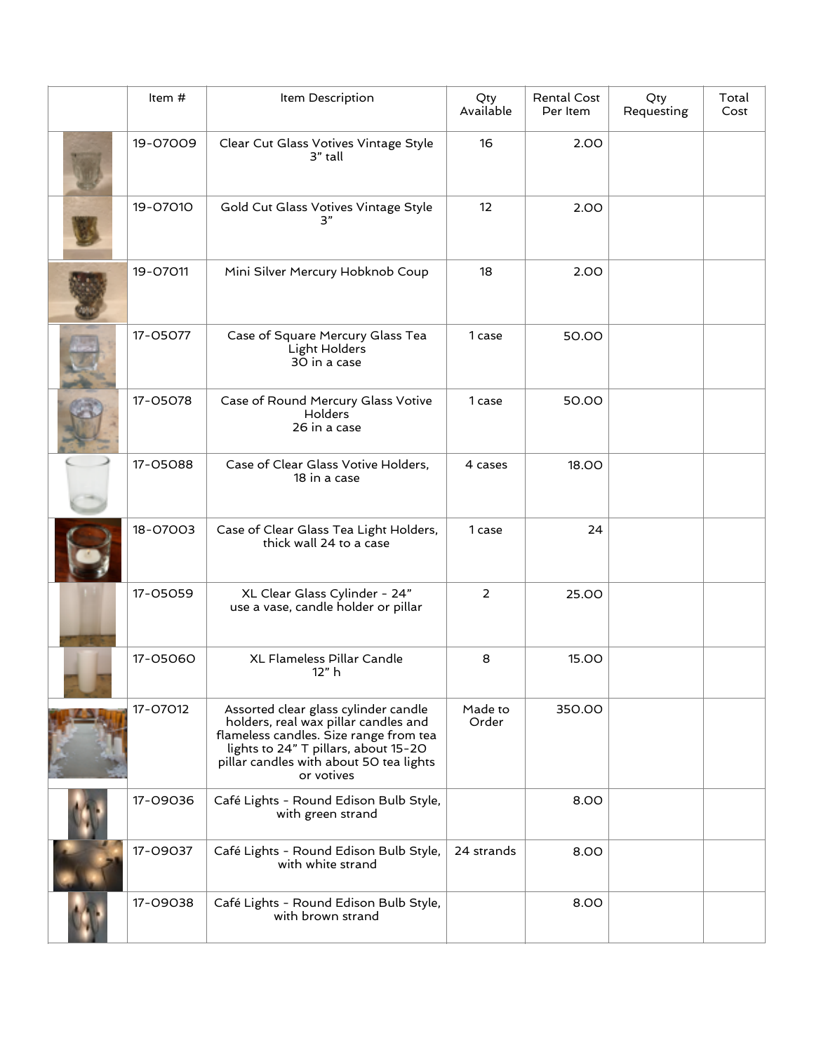| | Item # | Item Description | Qty Available | Rental Cost Per Item | Qty Requesting | Total Cost |
|---|---|---|---|---|---|---|
| | 19-07009 | Clear Cut Glass Votives Vintage Style 3" tall | 16 | 2.00 | | |
| | 19-07010 | Gold Cut Glass Votives Vintage Style 3" | 12 | 2.00 | | |
| | 19-07011 | Mini Silver Mercury Hobknob Coup | 18 | 2.00 | | |
| | 17-05077 | Case of Square Mercury Glass Tea Light Holders 30 in a case | 1 case | 50.00 | | |
| | 17-05078 | Case of Round Mercury Glass Votive Holders 26 in a case | 1 case | 50.00 | | |
| | 17-05088 | Case of Clear Glass Votive Holders, 18 in a case | 4 cases | 18.00 | | |
| | 18-07003 | Case of Clear Glass Tea Light Holders, thick wall 24 to a case | 1 case | 24 | | |
| | 17-05059 | XL Clear Glass Cylinder - 24" use a vase, candle holder or pillar | 2 | 25.00 | | |
| | 17-05060 | XL Flameless Pillar Candle 12" h | 8 | 15.00 | | |
| | 17-07012 | Assorted clear glass cylinder candle holders, real wax pillar candles and flameless candles. Size range from tea lights to 24" T pillars, about 15-20 pillar candles with about 50 tea lights or votives | Made to Order | 350.00 | | |
| | 17-09036 | Café Lights - Round Edison Bulb Style, with green strand | | 8.00 | | |
| | 17-09037 | Café Lights - Round Edison Bulb Style, with white strand | 24 strands | 8.00 | | |
| | 17-09038 | Café Lights - Round Edison Bulb Style, with brown strand | | 8.00 | | |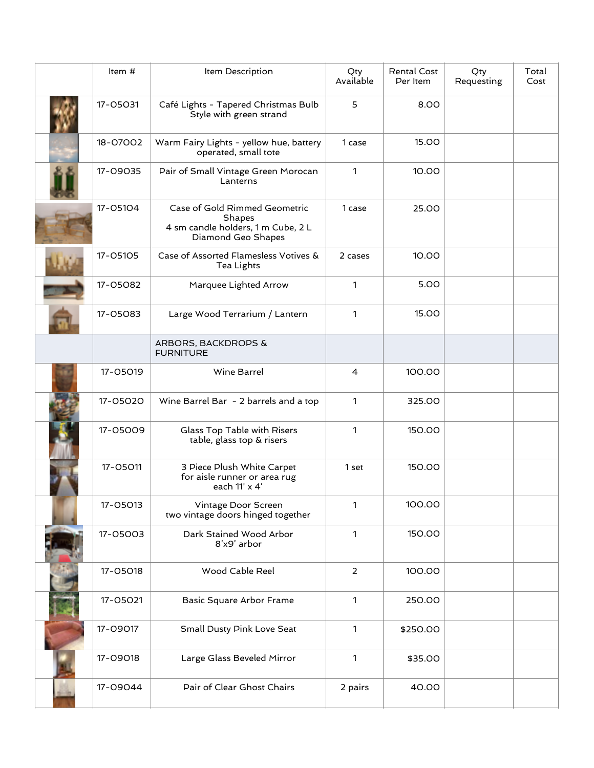| | Item # | Item Description | Qty Available | Rental Cost Per Item | Qty Requesting | Total Cost |
|---|---|---|---|---|---|---|
| | 17-05031 | Café Lights - Tapered Christmas Bulb Style with green strand | 5 | 8.00 | | |
| | 18-07002 | Warm Fairy Lights - yellow hue, battery operated, small tote | 1 case | 15.00 | | |
| | 17-09035 | Pair of Small Vintage Green Morocan Lanterns | 1 | 10.00 | | |
| | 17-05104 | Case of Gold Rimmed Geometric Shapes<br>4 sm candle holders, 1 m Cube, 2 L Diamond Geo Shapes | 1 case | 25.00 | | |
| | 17-05105 | Case of Assorted Flamesless Votives & Tea Lights | 2 cases | 10.00 | | |
| | 17-05082 | Marquee Lighted Arrow | 1 | 5.00 | | |
| | 17-05083 | Large Wood Terrarium / Lantern | 1 | 15.00 | | |
| | | ARBORS, BACKDROPS & FURNITURE | | | | |
| | 17-05019 | Wine Barrel | 4 | 100.00 | | |
| | 17-05020 | Wine Barrel Bar - 2 barrels and a top | 1 | 325.00 | | |
| | 17-05009 | Glass Top Table with Risers<br>table, glass top & risers | 1 | 150.00 | | |
| | 17-05011 | 3 Piece Plush White Carpet for aisle runner or area rug<br>each 11' x 4' | 1 set | 150.00 | | |
| | 17-05013 | Vintage Door Screen<br>two vintage doors hinged together | 1 | 100.00 | | |
| | 17-05003 | Dark Stained Wood Arbor<br>8'x9' arbor | 1 | 150.00 | | |
| | 17-05018 | Wood Cable Reel | 2 | 100.00 | | |
| | 17-05021 | Basic Square Arbor Frame | 1 | 250.00 | | |
| | 17-09017 | Small Dusty Pink Love Seat | 1 | $250.00 | | |
| | 17-09018 | Large Glass Beveled Mirror | 1 | $35.00 | | |
| | 17-09044 | Pair of Clear Ghost Chairs | 2 pairs | 40.00 | | |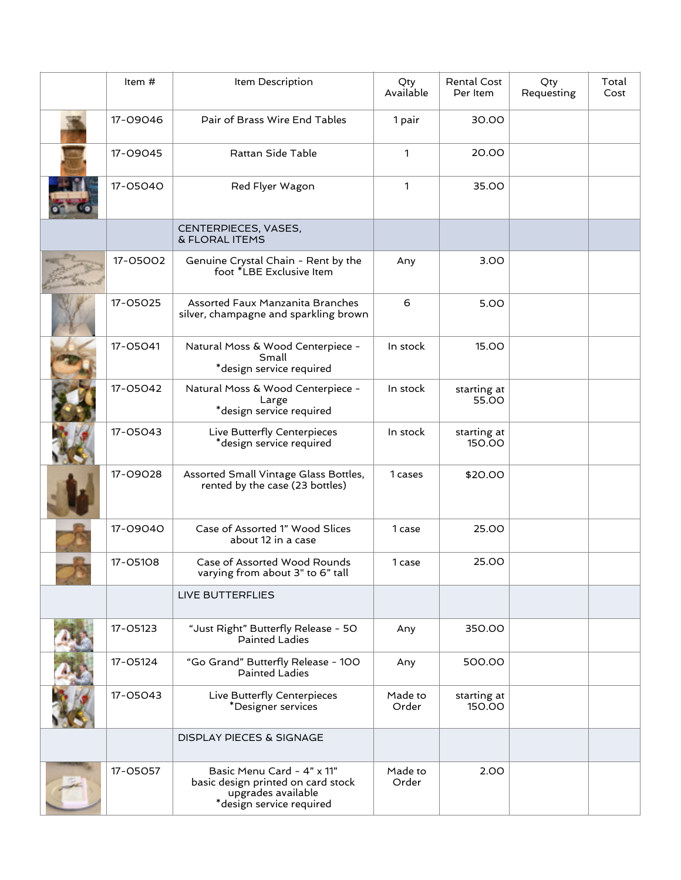| | Item # | Item Description | Qty Available | Rental Cost Per Item | Qty Requesting | Total Cost |
|---|---|---|---|---|---|---|
| | 17-09046 | Pair of Brass Wire End Tables | 1 pair | 30.00 | | |
| | 17-09045 | Rattan Side Table | 1 | 20.00 | | |
| | 17-05040 | Red Flyer Wagon | 1 | 35.00 | | |
| | | CENTERPIECES, VASES, & FLORAL ITEMS | | | | |
| | 17-05002 | Genuine Crystal Chain - Rent by the foot *LBE Exclusive Item | Any | 3.00 | | |
| | 17-05025 | Assorted Faux Manzanita Branches silver, champagne and sparkling brown | 6 | 5.00 | | |
| | 17-05041 | Natural Moss & Wood Centerpiece - Small *design service required | In stock | 15.00 | | |
| | 17-05042 | Natural Moss & Wood Centerpiece - Large *design service required | In stock | starting at 55.00 | | |
| | 17-05043 | Live Butterfly Centerpieces *design service required | In stock | starting at 150.00 | | |
| | 17-09028 | Assorted Small Vintage Glass Bottles, rented by the case (23 bottles) | 1 cases | $20.00 | | |
| | 17-09040 | Case of Assorted 1" Wood Slices about 12 in a case | 1 case | 25.00 | | |
| | 17-05108 | Case of Assorted Wood Rounds varying from about 3" to 6" tall | 1 case | 25.00 | | |
| | | LIVE BUTTERFLIES | | | | |
| | 17-05123 | "Just Right" Butterfly Release - 50 Painted Ladies | Any | 350.00 | | |
| | 17-05124 | "Go Grand" Butterfly Release - 100 Painted Ladies | Any | 500.00 | | |
| | 17-05043 | Live Butterfly Centerpieces *Designer services | Made to Order | starting at 150.00 | | |
| | | DISPLAY PIECES & SIGNAGE | | | | |
| | 17-05057 | Basic Menu Card - 4" x 11" basic design printed on card stock upgrades available *design service required | Made to Order | 2.00 | | |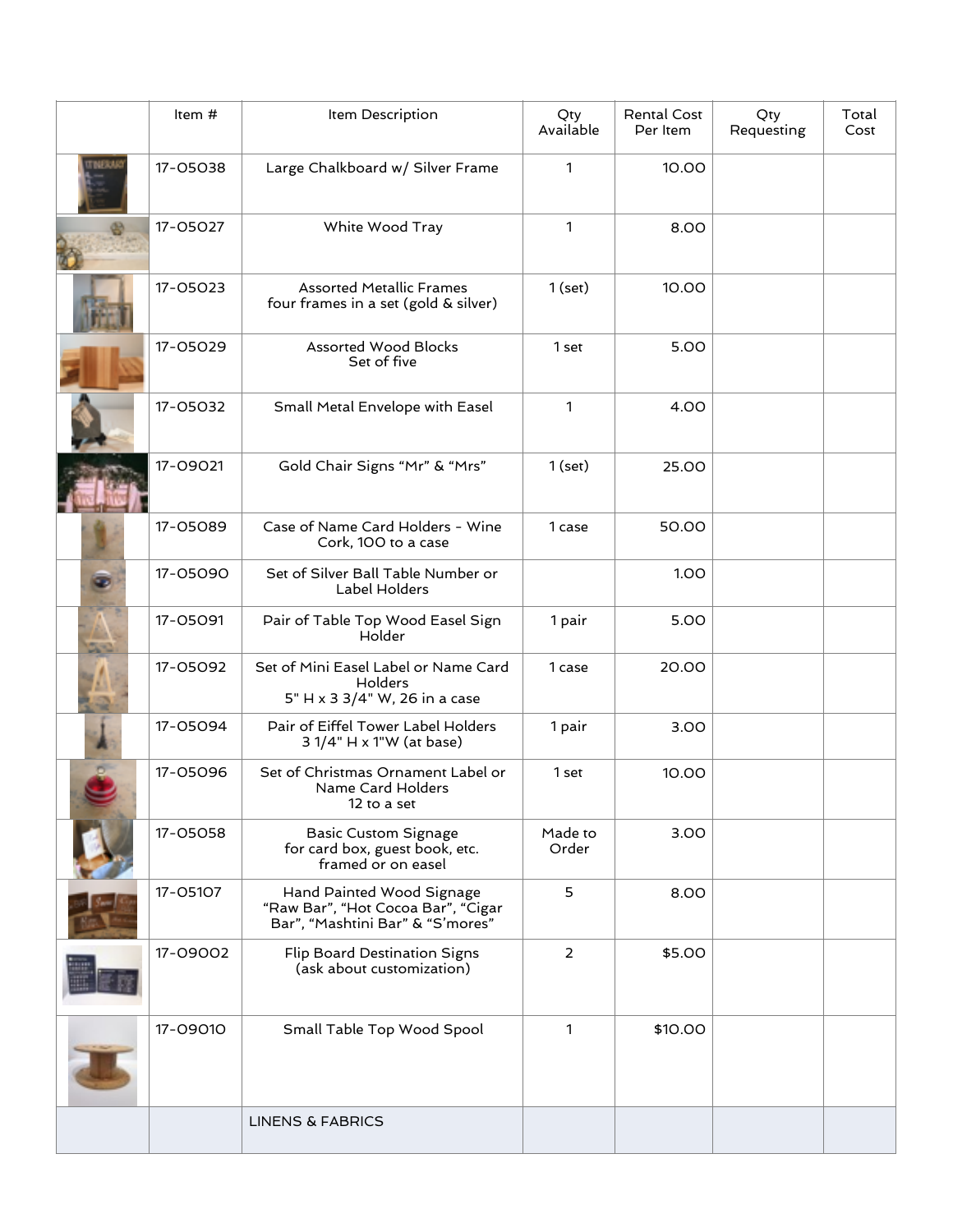| | Item # | Item Description | Qty Available | Rental Cost Per Item | Qty Requesting | Total Cost |
|---|---|---|---|---|---|---|
| | 17-05038 | Large Chalkboard w/ Silver Frame | 1 | 10.00 | | |
| | 17-05027 | White Wood Tray | 1 | 8.00 | | |
| | 17-05023 | Assorted Metallic Frames four frames in a set (gold & silver) | 1 (set) | 10.00 | | |
| | 17-05029 | Assorted Wood Blocks Set of five | 1 set | 5.00 | | |
| | 17-05032 | Small Metal Envelope with Easel | 1 | 4.00 | | |
| | 17-09021 | Gold Chair Signs “Mr” & “Mrs” | 1 (set) | 25.00 | | |
| | 17-05089 | Case of Name Card Holders - Wine Cork, 100 to a case | 1 case | 50.00 | | |
| | 17-05090 | Set of Silver Ball Table Number or Label Holders | | 1.00 | | |
| | 17-05091 | Pair of Table Top Wood Easel Sign Holder | 1 pair | 5.00 | | |
| | 17-05092 | Set of Mini Easel Label or Name Card Holders 5" H x 3 3/4" W, 26 in a case | 1 case | 20.00 | | |
| | 17-05094 | Pair of Eiffel Tower Label Holders 3 1/4" H x 1"W (at base) | 1 pair | 3.00 | | |
| | 17-05096 | Set of Christmas Ornament Label or Name Card Holders 12 to a set | 1 set | 10.00 | | |
| | 17-05058 | Basic Custom Signage for card box, guest book, etc. framed or on easel | Made to Order | 3.00 | | |
| | 17-05107 | Hand Painted Wood Signage “Raw Bar”, “Hot Cocoa Bar”, “Cigar Bar”, “Mashtini Bar” & “S’mores” | 5 | 8.00 | | |
| | 17-09002 | Flip Board Destination Signs (ask about customization) | 2 | $5.00 | | |
| | 17-09010 | Small Table Top Wood Spool | 1 | $10.00 | | |
| | | LINENS & FABRICS | | | | |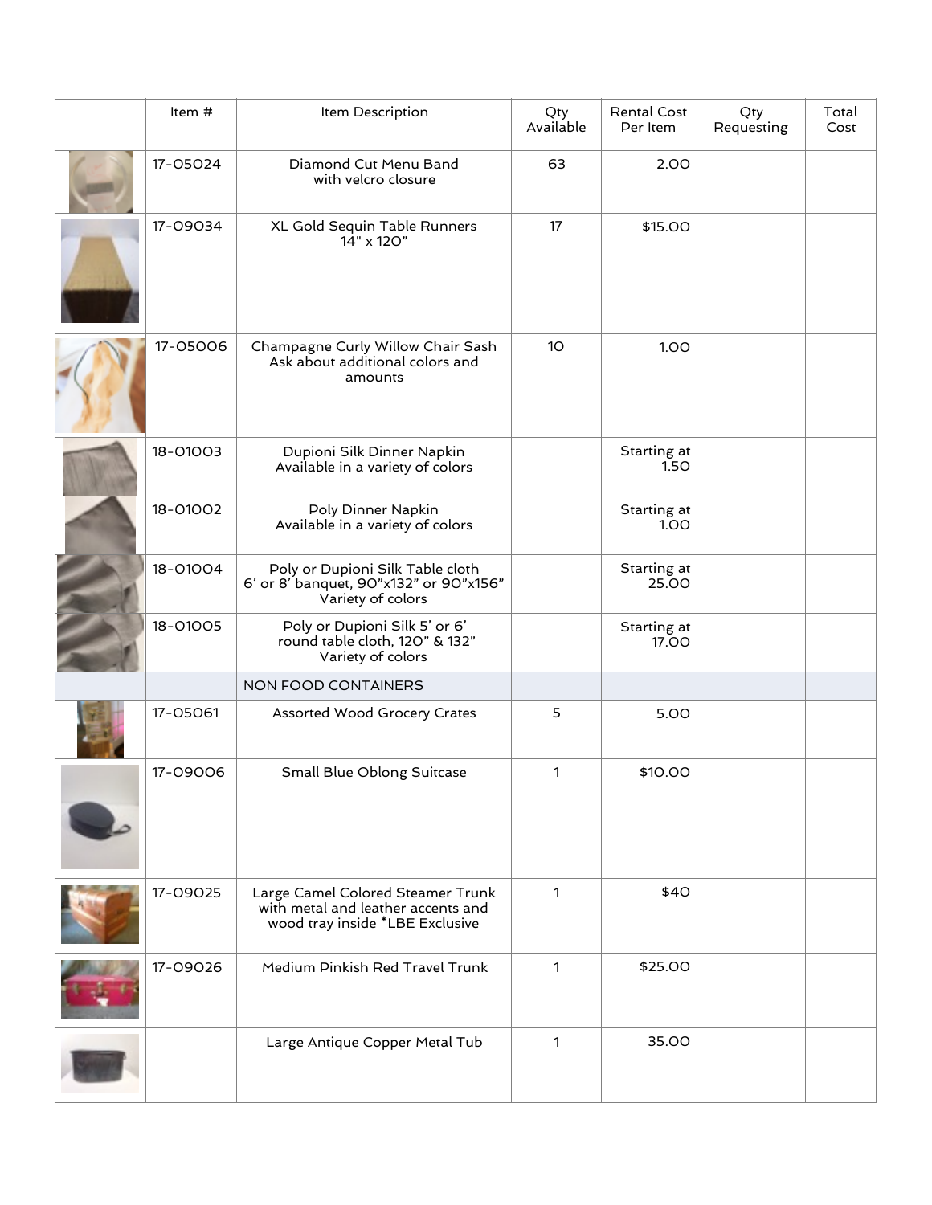| | Item # | Item Description | Qty Available | Rental Cost Per Item | Qty Requesting | Total Cost |
|---|---|---|---|---|---|---|
| | 17-05024 | Diamond Cut Menu Band with velcro closure | 63 | 2.00 | | |
| | 17-09034 | XL Gold Sequin Table Runners 14" x 120" | 17 | $15.00 | | |
| | 17-05006 | Champagne Curly Willow Chair Sash Ask about additional colors and amounts | 10 | 1.00 | | |
| | 18-01003 | Dupioni Silk Dinner Napkin Available in a variety of colors | | Starting at 1.50 | | |
| | 18-01002 | Poly Dinner Napkin Available in a variety of colors | | Starting at 1.00 | | |
| | 18-01004 | Poly or Dupioni Silk Table cloth 6' or 8' banquet, 90"x132" or 90"x156" Variety of colors | | Starting at 25.00 | | |
| | 18-01005 | Poly or Dupioni Silk 5' or 6' round table cloth, 120" & 132" Variety of colors | | Starting at 17.00 | | |
| | | NON FOOD CONTAINERS | | | | |
| | 17-05061 | Assorted Wood Grocery Crates | 5 | 5.00 | | |
| | 17-09006 | Small Blue Oblong Suitcase | 1 | $10.00 | | |
| | 17-09025 | Large Camel Colored Steamer Trunk with metal and leather accents and wood tray inside *LBE Exclusive | 1 | $40 | | |
| | 17-09026 | Medium Pinkish Red Travel Trunk | 1 | $25.00 | | |
| | | Large Antique Copper Metal Tub | 1 | 35.00 | | |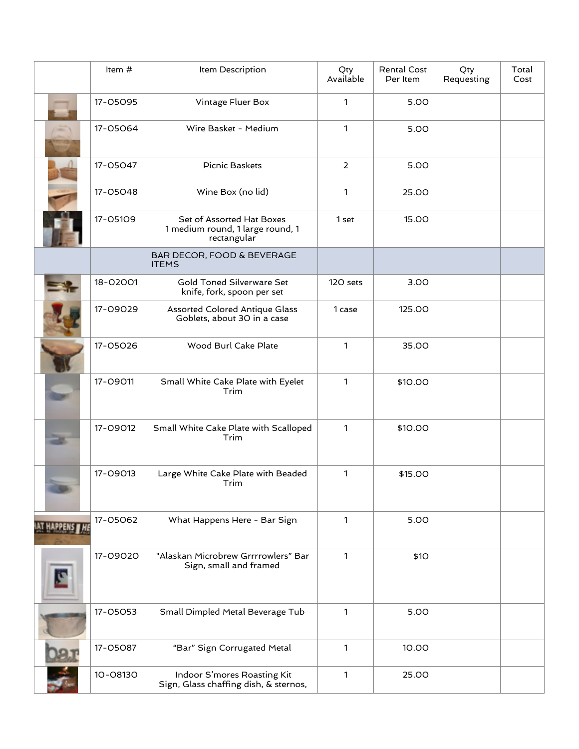| | Item # | Item Description | Qty Available | Rental Cost Per Item | Qty Requesting | Total Cost |
|---|---|---|---|---|---|---|
| | 17-05095 | Vintage Fluer Box | 1 | 5.00 | | |
| | 17-05064 | Wire Basket - Medium | 1 | 5.00 | | |
| | 17-05047 | Picnic Baskets | 2 | 5.00 | | |
| | 17-05048 | Wine Box (no lid) | 1 | 25.00 | | |
| | 17-05109 | Set of Assorted Hat Boxes 1 medium round, 1 large round, 1 rectangular | 1 set | 15.00 | | |
| | | BAR DECOR, FOOD & BEVERAGE ITEMS | | | | |
| | 18-02001 | Gold Toned Silverware Set knife, fork, spoon per set | 120 sets | 3.00 | | |
| | 17-09029 | Assorted Colored Antique Glass Goblets, about 30 in a case | 1 case | 125.00 | | |
| | 17-05026 | Wood Burl Cake Plate | 1 | 35.00 | | |
| | 17-09011 | Small White Cake Plate with Eyelet Trim | 1 | $10.00 | | |
| | 17-09012 | Small White Cake Plate with Scalloped Trim | 1 | $10.00 | | |
| | 17-09013 | Large White Cake Plate with Beaded Trim | 1 | $15.00 | | |
| | 17-05062 | What Happens Here - Bar Sign | 1 | 5.00 | | |
| | 17-09020 | "Alaskan Microbrew Grrrrowlers" Bar Sign, small and framed | 1 | $10 | | |
| | 17-05053 | Small Dimpled Metal Beverage Tub | 1 | 5.00 | | |
| | 17-05087 | "Bar" Sign Corrugated Metal | 1 | 10.00 | | |
| | 10-08130 | Indoor S'mores Roasting Kit Sign, Glass chaffing dish, & sternos, | 1 | 25.00 | | |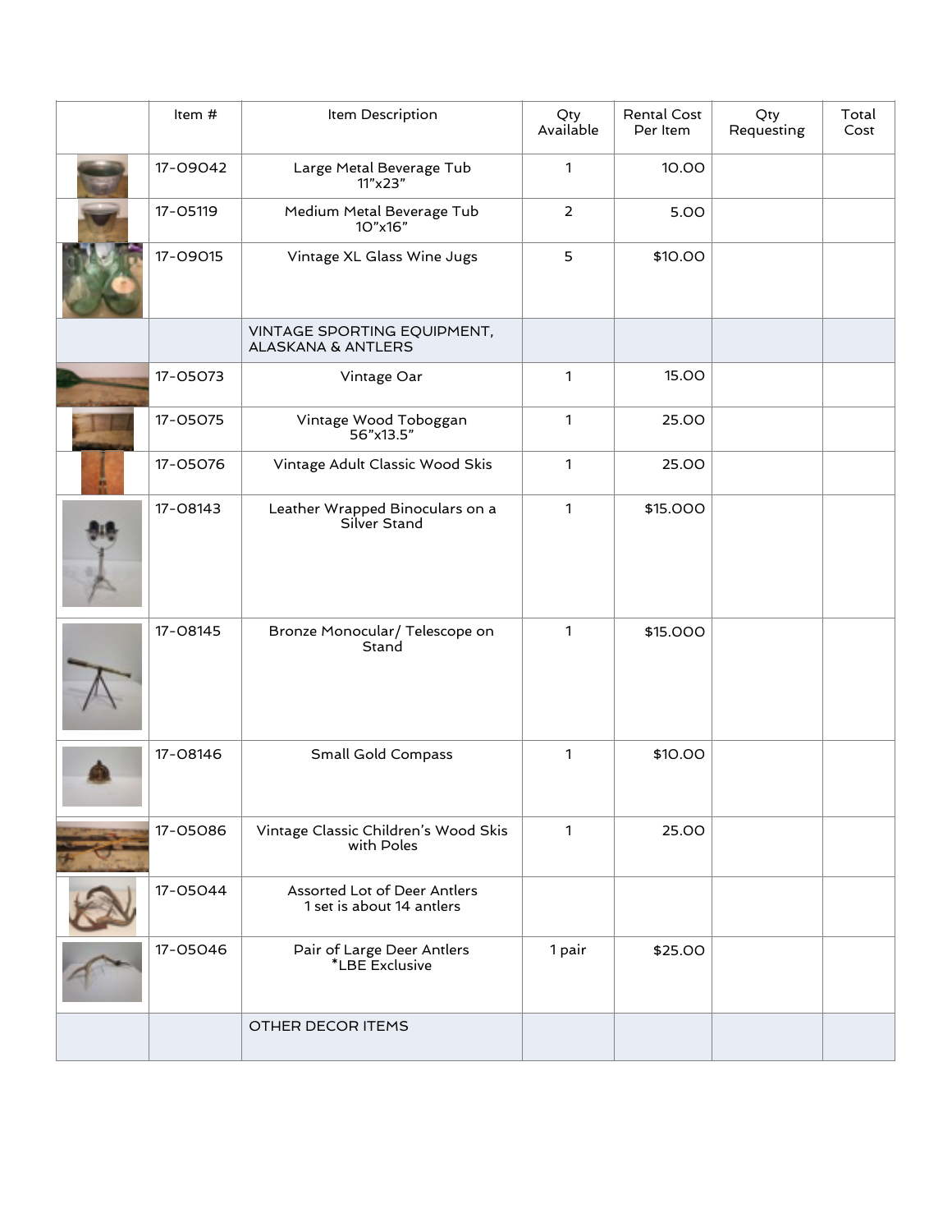|  | Item # | Item Description | Qty Available | Rental Cost Per Item | Qty Requesting | Total Cost |
|---|---|---|---|---|---|---|
|  | 17-09042 | Large Metal Beverage Tub 11"x23" | 1 | 10.00 |  |  |
|  | 17-05119 | Medium Metal Beverage Tub 10"x16" | 2 | 5.00 |  |  |
|  | 17-09015 | Vintage XL Glass Wine Jugs | 5 | $10.00 |  |  |
|  |  | VINTAGE SPORTING EQUIPMENT, ALASKANA & ANTLERS |  |  |  |  |
|  | 17-05073 | Vintage Oar | 1 | 15.00 |  |  |
|  | 17-05075 | Vintage Wood Toboggan 56"x13.5" | 1 | 25.00 |  |  |
|  | 17-05076 | Vintage Adult Classic Wood Skis | 1 | 25.00 |  |  |
|  | 17-08143 | Leather Wrapped Binoculars on a Silver Stand | 1 | $15.000 |  |  |
|  | 17-08145 | Bronze Monocular/ Telescope on Stand | 1 | $15.000 |  |  |
|  | 17-08146 | Small Gold Compass | 1 | $10.00 |  |  |
|  | 17-05086 | Vintage Classic Children's Wood Skis with Poles | 1 | 25.00 |  |  |
|  | 17-05044 | Assorted Lot of Deer Antlers 1 set is about 14 antlers |  |  |  |  |
|  | 17-05046 | Pair of Large Deer Antlers *LBE Exclusive | 1 pair | $25.00 |  |  |
|  |  | OTHER DECOR ITEMS |  |  |  |  |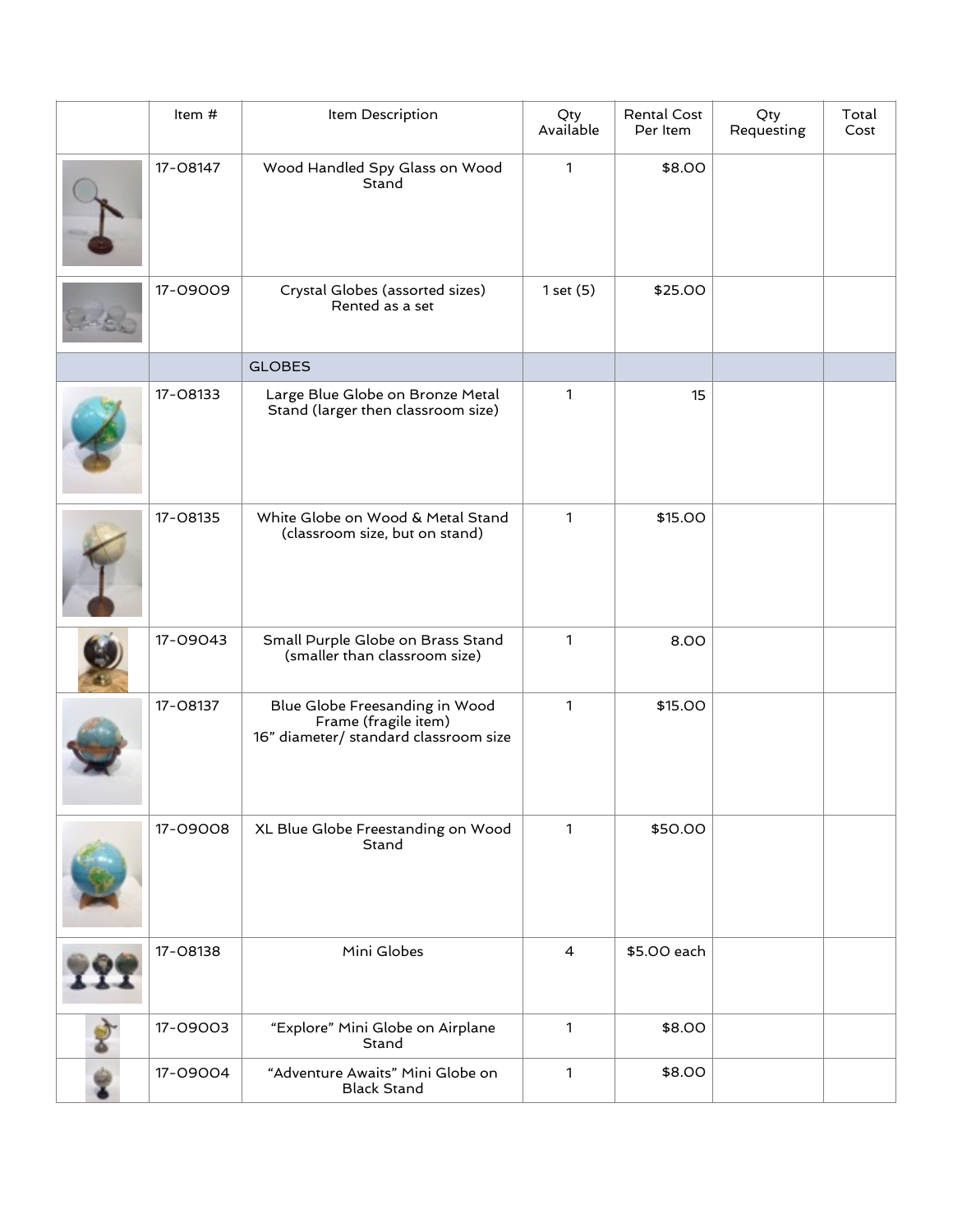| | Item # | Item Description | Qty Available | Rental Cost Per Item | Qty Requesting | Total Cost |
|---|---|---|---|---|---|---|
| | 17-08147 | Wood Handled Spy Glass on Wood Stand | 1 | $8.00 | | |
| | 17-09009 | Crystal Globes (assorted sizes) Rented as a set | 1 set (5) | $25.00 | | |
| | | GLOBES | | | | |
| | 17-08133 | Large Blue Globe on Bronze Metal Stand (larger then classroom size) | 1 | 15 | | |
| | 17-08135 | White Globe on Wood & Metal Stand (classroom size, but on stand) | 1 | $15.00 | | |
| | 17-09043 | Small Purple Globe on Brass Stand (smaller than classroom size) | 1 | 8.00 | | |
| | 17-08137 | Blue Globe Freesanding in Wood Frame (fragile item) 16" diameter/ standard classroom size | 1 | $15.00 | | |
| | 17-09008 | XL Blue Globe Freestanding on Wood Stand | 1 | $50.00 | | |
| | 17-08138 | Mini Globes | 4 | $5.00 each | | |
| | 17-09003 | "Explore" Mini Globe on Airplane Stand | 1 | $8.00 | | |
| | 17-09004 | "Adventure Awaits" Mini Globe on Black Stand | 1 | $8.00 | | |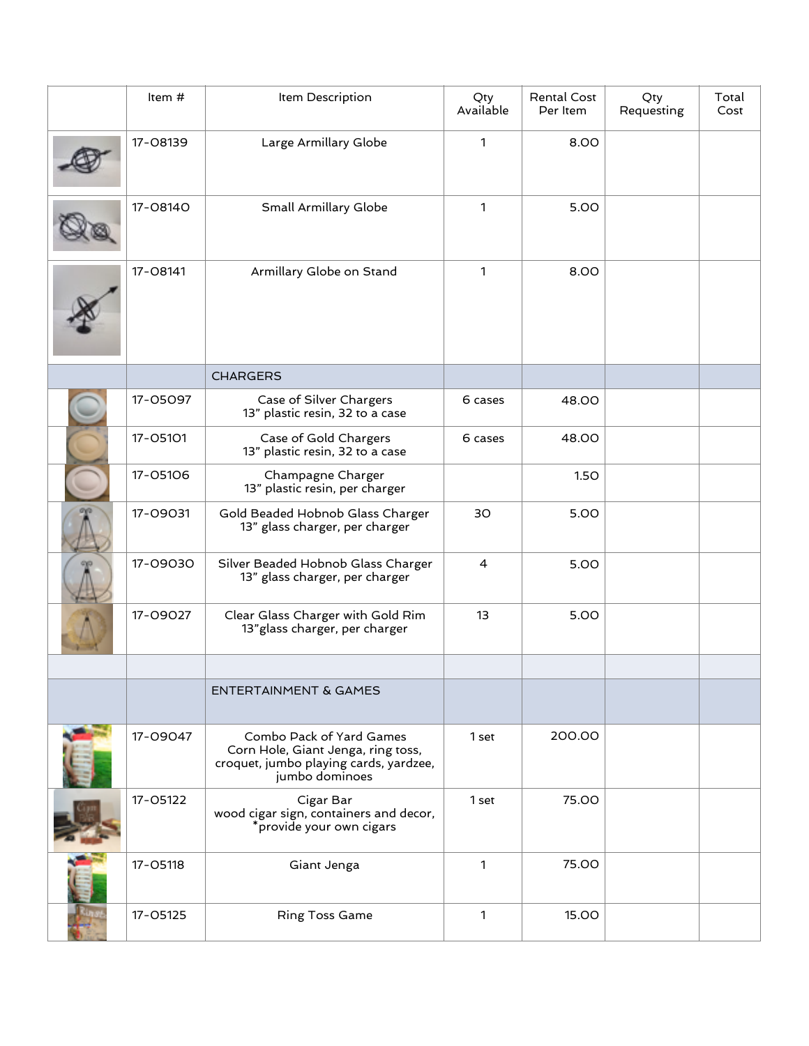| | Item # | Item Description | Qty Available | Rental Cost Per Item | Qty Requesting | Total Cost |
|---|---|---|---|---|---|---|
| | 17-08139 | Large Armillary Globe | 1 | 8.00 | | |
| | 17-08140 | Small Armillary Globe | 1 | 5.00 | | |
| | 17-08141 | Armillary Globe on Stand | 1 | 8.00 | | |
| | | CHARGERS | | | | |
| | 17-05097 | Case of Silver Chargers<br>13" plastic resin, 32 to a case | 6 cases | 48.00 | | |
| | 17-05101 | Case of Gold Chargers<br>13" plastic resin, 32 to a case | 6 cases | 48.00 | | |
| | 17-05106 | Champagne Charger<br>13" plastic resin, per charger | | 1.50 | | |
| | 17-09031 | Gold Beaded Hobnob Glass Charger<br>13" glass charger, per charger | 30 | 5.00 | | |
| | 17-09030 | Silver Beaded Hobnob Glass Charger<br>13" glass charger, per charger | 4 | 5.00 | | |
| | 17-09027 | Clear Glass Charger with Gold Rim<br>13"glass charger, per charger | 13 | 5.00 | | |
| | | | | | | |
| | | ENTERTAINMENT & GAMES | | | | |
| | 17-09047 | Combo Pack of Yard Games<br>Corn Hole, Giant Jenga, ring toss, croquet, jumbo playing cards, yardzee, jumbo dominoes | 1 set | 200.00 | | |
| | 17-05122 | Cigar Bar<br>wood cigar sign, containers and decor, *provide your own cigars | 1 set | 75.00 | | |
| | 17-05118 | Giant Jenga | 1 | 75.00 | | |
| | 17-05125 | Ring Toss Game | 1 | 15.00 | | |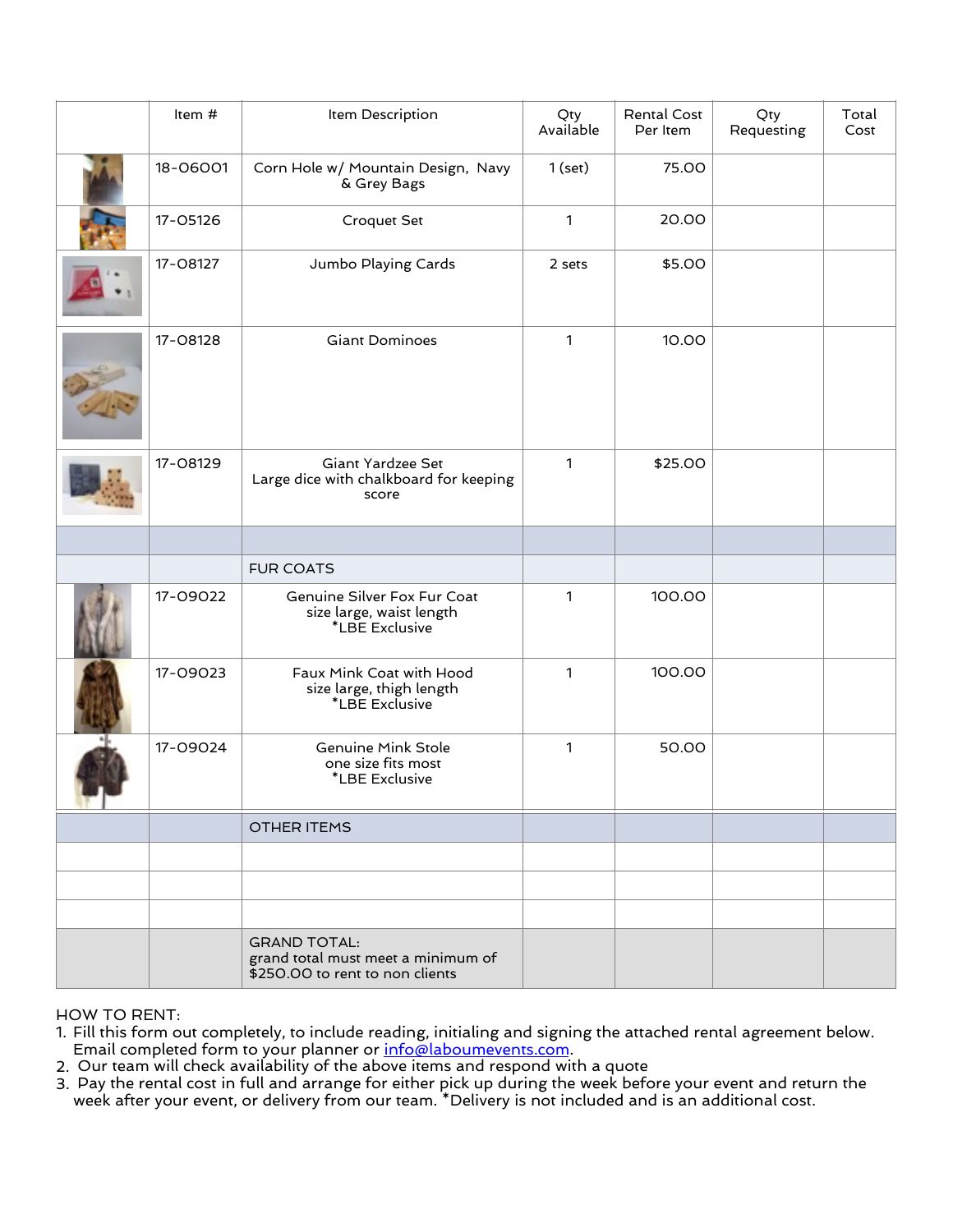| | Item # | Item Description | Qty Available | Rental Cost Per Item | Qty Requesting | Total Cost |
|---|---|---|---|---|---|---|
| | 18-06001 | Corn Hole w/ Mountain Design, Navy & Grey Bags | 1 (set) | 75.00 | | |
| | 17-05126 | Croquet Set | 1 | 20.00 | | |
| | 17-08127 | Jumbo Playing Cards | 2 sets | $5.00 | | |
| | 17-08128 | Giant Dominoes | 1 | 10.00 | | |
| | 17-08129 | Giant Yardzee Set<br>Large dice with chalkboard for keeping score | 1 | $25.00 | | |
| | | | | | | |
| | | FUR COATS | | | | |
| | 17-09022 | Genuine Silver Fox Fur Coat<br>size large, waist length<br>*LBE Exclusive | 1 | 100.00 | | |
| | 17-09023 | Faux Mink Coat with Hood<br>size large, thigh length<br>*LBE Exclusive | 1 | 100.00 | | |
| | 17-09024 | Genuine Mink Stole<br>one size fits most<br>*LBE Exclusive | 1 | 50.00 | | |
| | | OTHER ITEMS | | | | |
| | | | | | | |
| | | | | | | |
| | | | | | | |
| | | GRAND TOTAL:<br>grand total must meet a minimum of $250.00 to rent to non clients | | | | |

HOW TO RENT:

1. Fill this form out completely, to include reading, initialing and signing the attached rental agreement below. Email completed form to your planner or info@laboumevents.com.
2. Our team will check availability of the above items and respond with a quote
3. Pay the rental cost in full and arrange for either pick up during the week before your event and return the week after your event, or delivery from our team. *Delivery is not included and is an additional cost.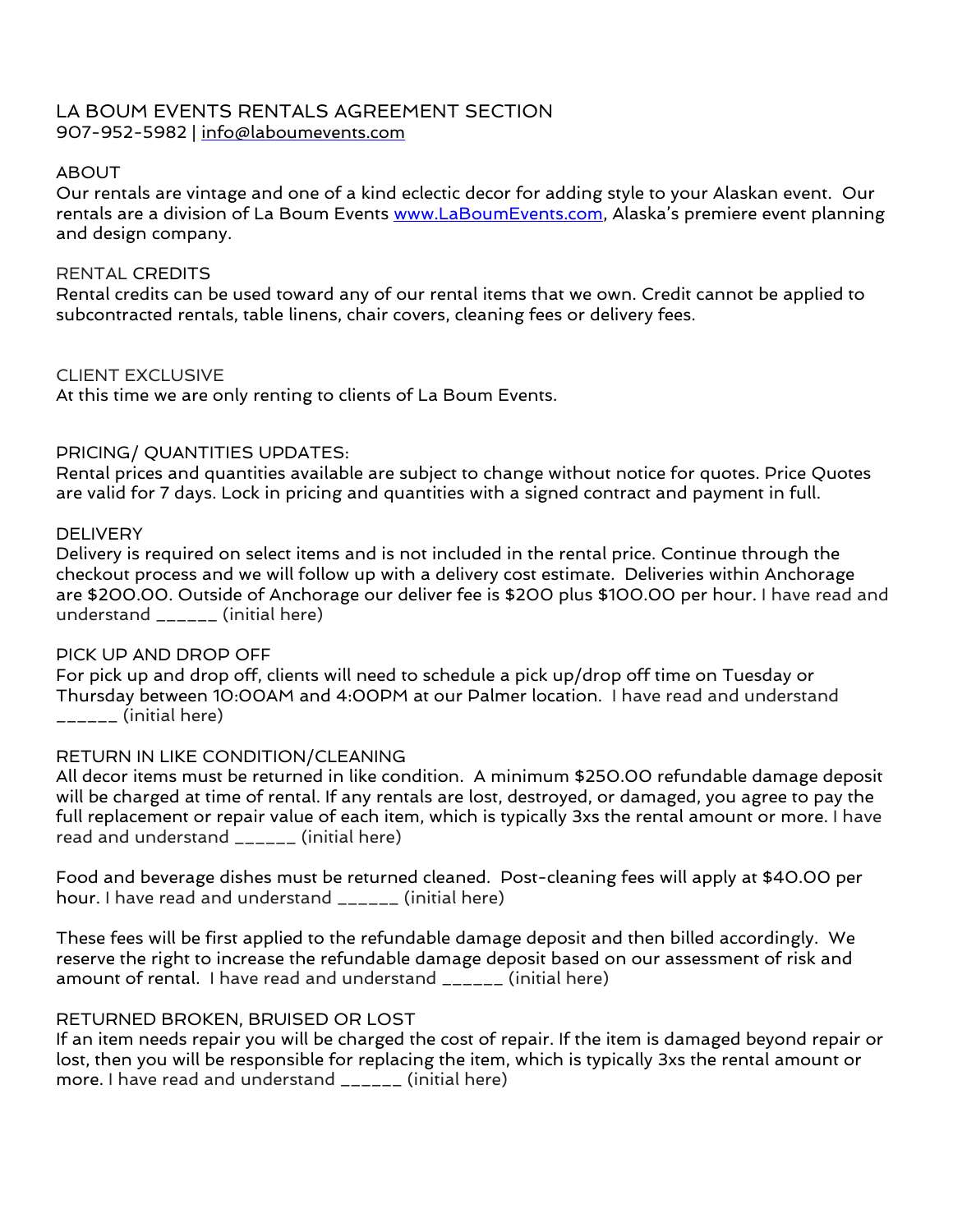# LA BOUM EVENTS RENTALS AGREEMENT SECTION

907-952-5982 | info@laboumevents.com

## ABOUT

Our rentals are vintage and one of a kind eclectic decor for adding style to your Alaskan event. Our rentals are a division of La Boum Events www.LaBoumEvents.com, Alaska's premiere event planning and design company.

## RENTAL CREDITS

Rental credits can be used toward any of our rental items that we own. Credit cannot be applied to subcontracted rentals, table linens, chair covers, cleaning fees or delivery fees.

## CLIENT EXCLUSIVE

At this time we are only renting to clients of La Boum Events.

## PRICING/ QUANTITIES UPDATES:

Rental prices and quantities available are subject to change without notice for quotes. Price Quotes are valid for 7 days. Lock in pricing and quantities with a signed contract and payment in full.

## DELIVERY

Delivery is required on select items and is not included in the rental price. Continue through the checkout process and we will follow up with a delivery cost estimate. Deliveries within Anchorage are $200.00. Outside of Anchorage our deliver fee is $200 plus $100.00 per hour. I have read and understand ______ (initial here)

## PICK UP AND DROP OFF

For pick up and drop off, clients will need to schedule a pick up/drop off time on Tuesday or Thursday between 10:00AM and 4:00PM at our Palmer location. I have read and understand ______ (initial here)

## RETURN IN LIKE CONDITION/CLEANING

All decor items must be returned in like condition. A minimum $250.00 refundable damage deposit will be charged at time of rental. If any rentals are lost, destroyed, or damaged, you agree to pay the full replacement or repair value of each item, which is typically 3xs the rental amount or more. I have read and understand ______ (initial here)

Food and beverage dishes must be returned cleaned. Post-cleaning fees will apply at $40.00 per hour. I have read and understand ______ (initial here)

These fees will be first applied to the refundable damage deposit and then billed accordingly. We reserve the right to increase the refundable damage deposit based on our assessment of risk and amount of rental. I have read and understand ______ (initial here)

## RETURNED BROKEN, BRUISED OR LOST

If an item needs repair you will be charged the cost of repair. If the item is damaged beyond repair or lost, then you will be responsible for replacing the item, which is typically 3xs the rental amount or more. I have read and understand ______ (initial here)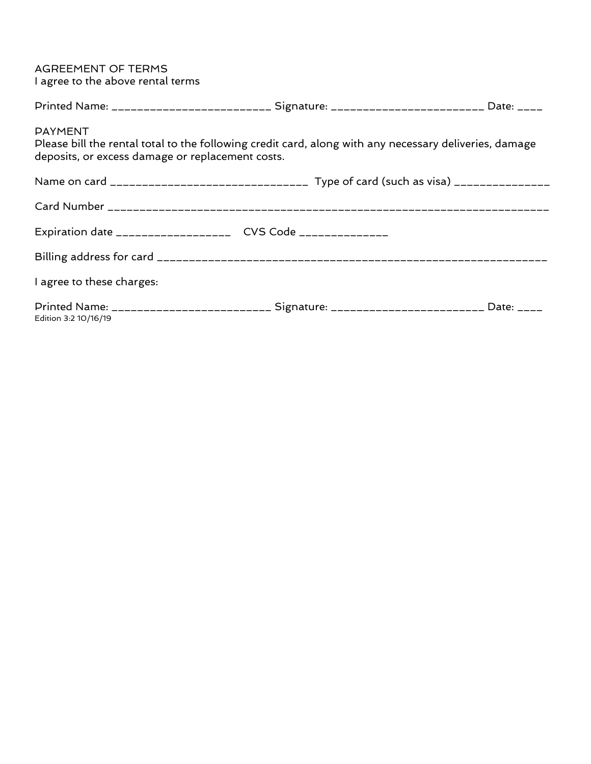AGREEMENT OF TERMS
I agree to the above rental terms

Printed Name: ________________________ Signature: ______________________ Date: ____

PAYMENT
Please bill the rental total to the following credit card, along with any necessary deliveries, damage deposits, or excess damage or replacement costs.

Name on card ______________________________ Type of card (such as visa) ______________

Card Number _________________________________________________________________

Expiration date _________________ CVS Code _____________

Billing address for card ____________________________________________________________

I agree to these charges:

Printed Name: ________________________ Signature: ______________________ Date: ____

Edition 3:2 10/16/19